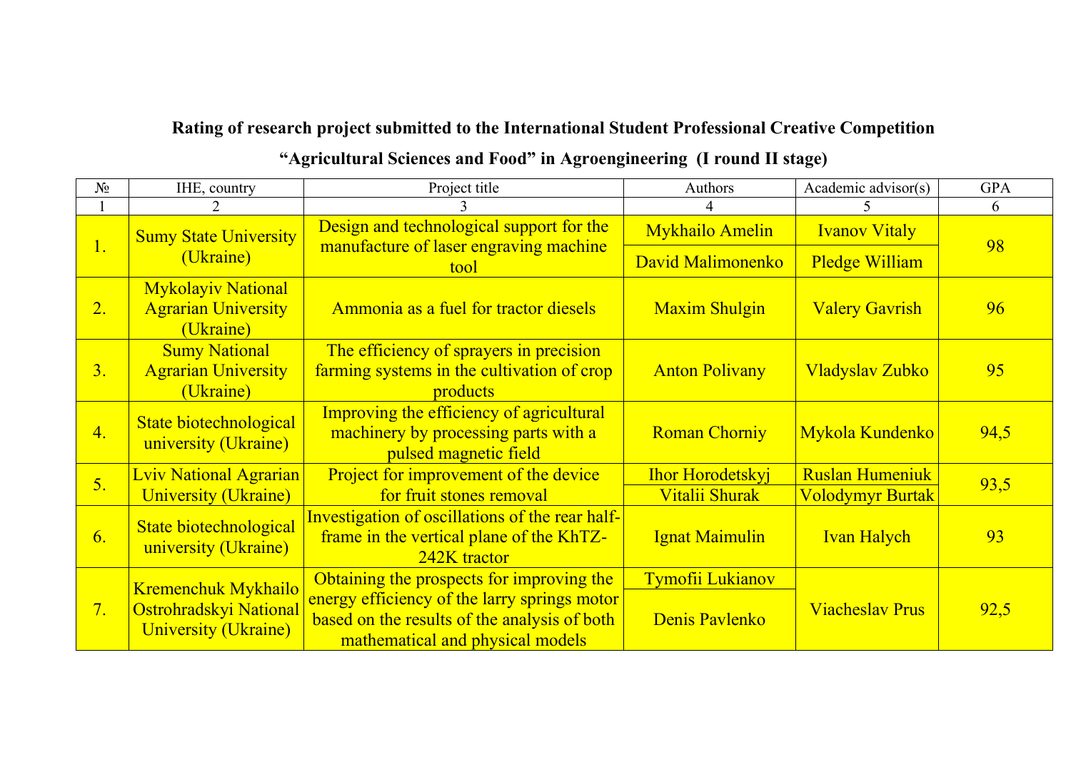**Rating of research project submitted to the International Student Professional Creative Competition**

**"Agricultural Sciences and Food" in Agroengineering (I round II stage)**

| № | IHE, country | Project title | Authors | Academic advisor(s) | GPA |
|---|---|---|---|---|---|
| 1 | 2 | 3 | 4 | 5 | 6 |
| 1. | Sumy State University (Ukraine) | Design and technological support for the manufacture of laser engraving machine tool | Mykhailo Amelin | Ivanov Vitaly | 98 |
| | | | David Malimonenko | Pledge William | |
| 2. | Mykolayiv National Agrarian University (Ukraine) | Ammonia as a fuel for tractor diesels | Maxim Shulgin | Valery Gavrish | 96 |
| 3. | Sumy National Agrarian University (Ukraine) | The efficiency of sprayers in precision farming systems in the cultivation of crop products | Anton Polivany | Vladyslav Zubko | 95 |
| 4. | State biotechnological university (Ukraine) | Improving the efficiency of agricultural machinery by processing parts with a pulsed magnetic field | Roman Chorniy | Mykola Kundenko | 94,5 |
| 5. | Lviv National Agrarian University (Ukraine) | Project for improvement of the device for fruit stones removal | Ihor Horodetskyj | Ruslan Humeniuk | 93,5 |
| | | | Vitalii Shurak | Volodymyr Burtak | |
| 6. | State biotechnological university (Ukraine) | Investigation of oscillations of the rear half-frame in the vertical plane of the KhTZ-242K tractor | Ignat Maimulin | Ivan Halych | 93 |
| 7. | Kremenchuk Mykhailo Ostrohradskyi National University (Ukraine) | Obtaining the prospects for improving the energy efficiency of the larry springs motor based on the results of the analysis of both mathematical and physical models | Tymofii Lukianov | Viacheslav Prus | 92,5 |
| | | | Denis Pavlenko | | |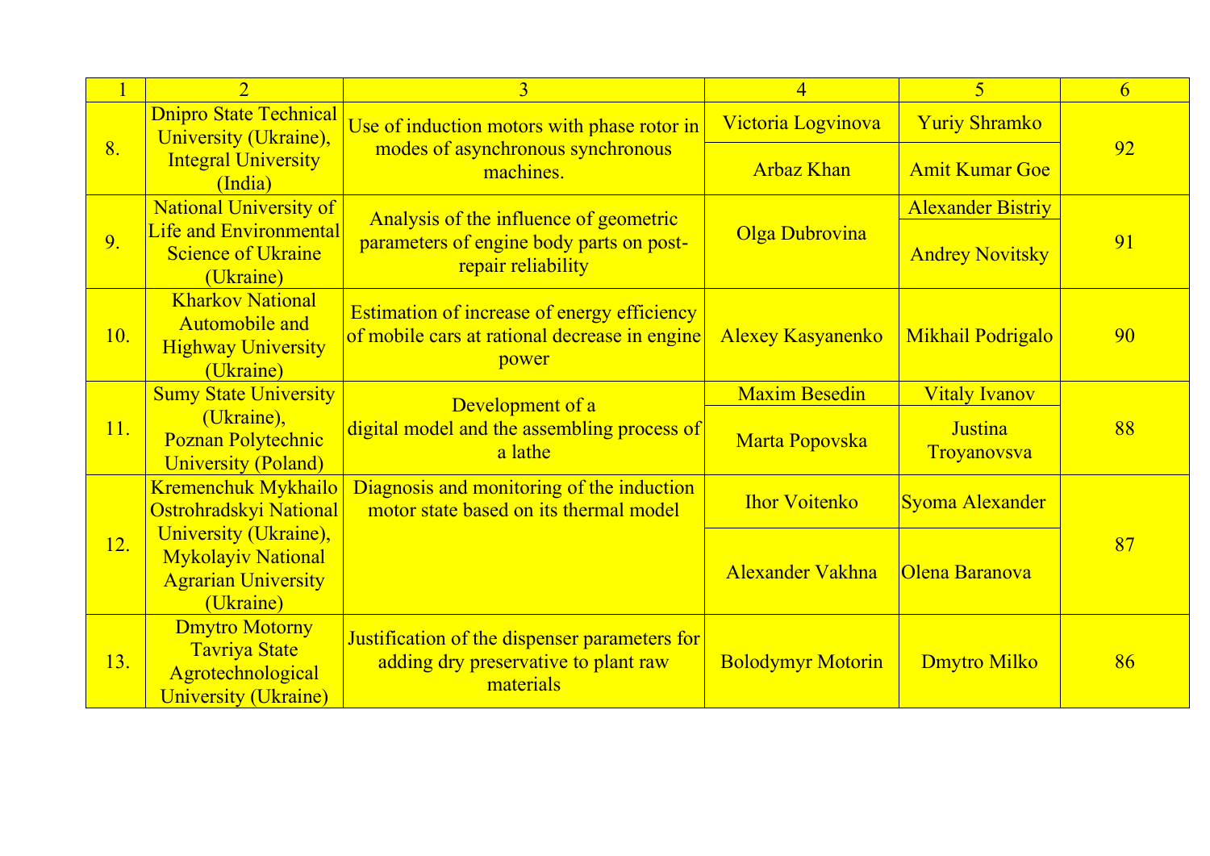| 1 | 2 | 3 | 4 | 5 | 6 |
|---|---|---|---|---|---|
| 8. | Dnipro State Technical University (Ukraine), Integral University (India) | Use of induction motors with phase rotor in modes of asynchronous synchronous machines. | Victoria Logvinova | Yuriy Shramko | 92 |
| | | | Arbaz Khan | Amit Kumar Goe | |
| 9. | National University of Life and Environmental Science of Ukraine (Ukraine) | Analysis of the influence of geometric parameters of engine body parts on post-repair reliability | Olga Dubrovina | Alexander Bistriy | 91 |
| | | | | Andrey Novitsky | |
| 10. | Kharkov National Automobile and Highway University (Ukraine) | Estimation of increase of energy efficiency of mobile cars at rational decrease in engine power | Alexey Kasyanenko | Mikhail Podrigalo | 90 |
| 11. | Sumy State University (Ukraine), Poznan Polytechnic University (Poland) | Development of a digital model and the assembling process of a lathe | Maxim Besedin | Vitaly Ivanov | 88 |
| | | | Marta Popovska | Justina Troyanovsva | |
| 12. | Kremenchuk Mykhailo Ostrohradskyi National University (Ukraine), Mykolayiv National Agrarian University (Ukraine) | Diagnosis and monitoring of the induction motor state based on its thermal model | Ihor Voitenko | Syoma Alexander | 87 |
| | | | Alexander Vakhna | Olena Baranova | |
| 13. | Dmytro Motorny Tavriya State Agrotechnological University (Ukraine) | Justification of the dispenser parameters for adding dry preservative to plant raw materials | Bolodymyr Motorin | Dmytro Milko | 86 |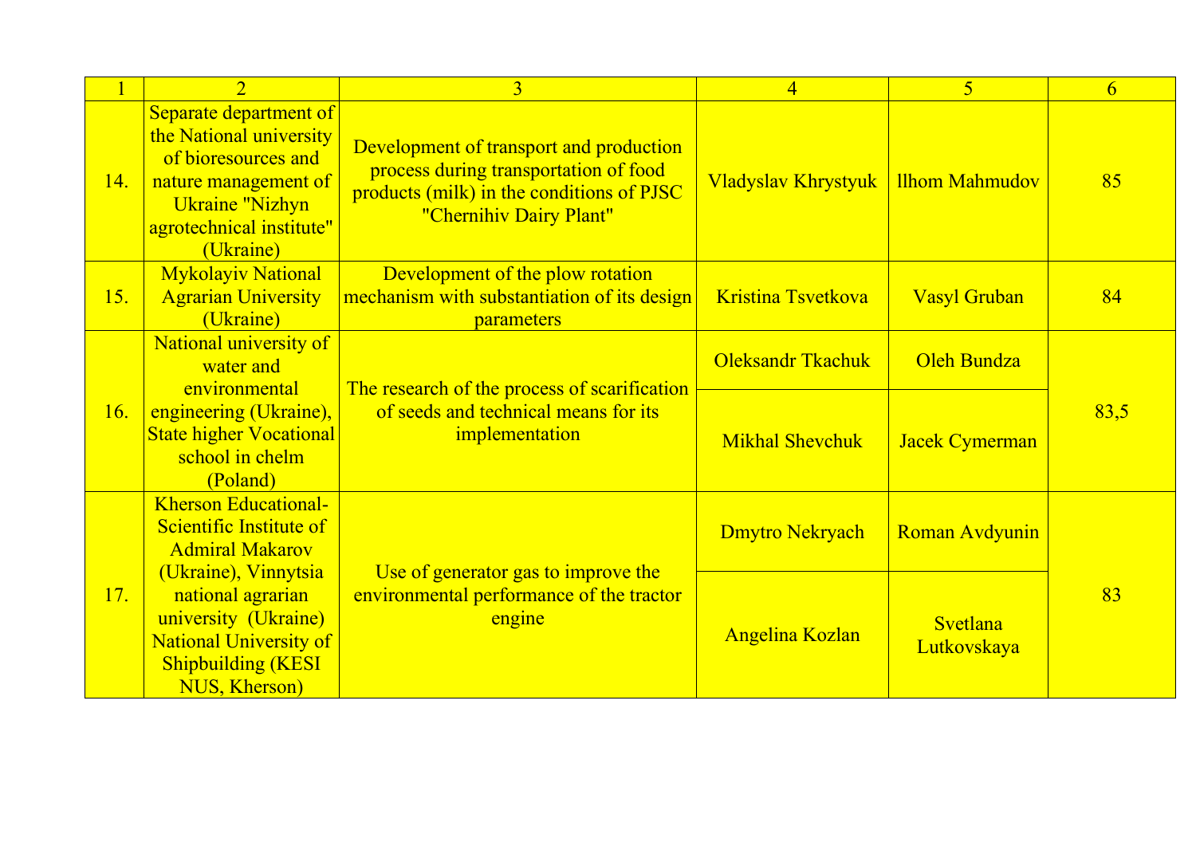| 1 | 2 | 3 | 4 | 5 | 6 |
|---|---|---|---|---|---|
| 14. | Separate department of the National university of bioresources and nature management of Ukraine "Nizhyn agrotechnical institute" (Ukraine) | Development of transport and production process during transportation of food products (milk) in the conditions of PJSC "Chernihiv Dairy Plant" | Vladyslav Khrystyuk | llhom Mahmudov | 85 |
| 15. | Mykolayiv National Agrarian University (Ukraine) | Development of the plow rotation mechanism with substantiation of its design parameters | Kristina Tsvetkova | Vasyl Gruban | 84 |
| 16. | National university of water and environmental engineering (Ukraine), State higher Vocational school in chelm (Poland) | The research of the process of scarification of seeds and technical means for its implementation | Oleksandr Tkachuk | Oleh Bundza | 83,5 |
| | | | Mikhal Shevchuk | Jacek Cymerman | |
| 17. | Kherson Educational-Scientific Institute of Admiral Makarov (Ukraine), Vinnytsia national agrarian university (Ukraine) National University of Shipbuilding (KESI NUS, Kherson) | Use of generator gas to improve the environmental performance of the tractor engine | Dmytro Nekryach | Roman Avdyunin | 83 |
| | | | Angelina Kozlan | Svetlana Lutkovskaya | |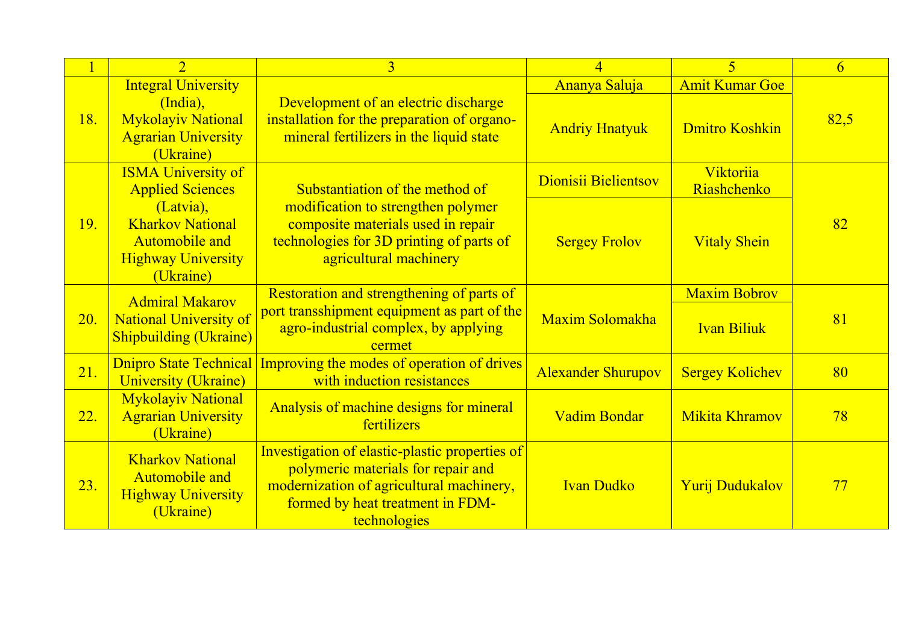| 1 | 2 | 3 | 4 | 5 | 6 |
|---|---|---|---|---|---|
| 18. | Integral University (India), Mykolayiv National Agrarian University (Ukraine) | Development of an electric discharge installation for the preparation of organo-mineral fertilizers in the liquid state | Ananya Saluja | Amit Kumar Goe | 82,5 |
| | | | Andriy Hnatyuk | Dmitro Koshkin | |
| 19. | ISMA University of Applied Sciences (Latvia), Kharkov National Automobile and Highway University (Ukraine) | Substantiation of the method of modification to strengthen polymer composite materials used in repair technologies for 3D printing of parts of agricultural machinery | Dionisii Bielientsov | Viktoriia Riashchenko | 82 |
| | | | Sergey Frolov | Vitaly Shein | |
| 20. | Admiral Makarov National University of Shipbuilding (Ukraine) | Restoration and strengthening of parts of port transshipment equipment as part of the agro-industrial complex, by applying cermet | Maxim Solomakha | Maxim Bobrov | 81 |
| | | | | Ivan Biliuk | |
| 21. | Dnipro State Technical University (Ukraine) | Improving the modes of operation of drives with induction resistances | Alexander Shurupov | Sergey Kolichev | 80 |
| 22. | Mykolayiv National Agrarian University (Ukraine) | Analysis of machine designs for mineral fertilizers | Vadim Bondar | Mikita Khramov | 78 |
| 23. | Kharkov National Automobile and Highway University (Ukraine) | Investigation of elastic-plastic properties of polymeric materials for repair and modernization of agricultural machinery, formed by heat treatment in FDM-technologies | Ivan Dudko | Yurij Dudukalov | 77 |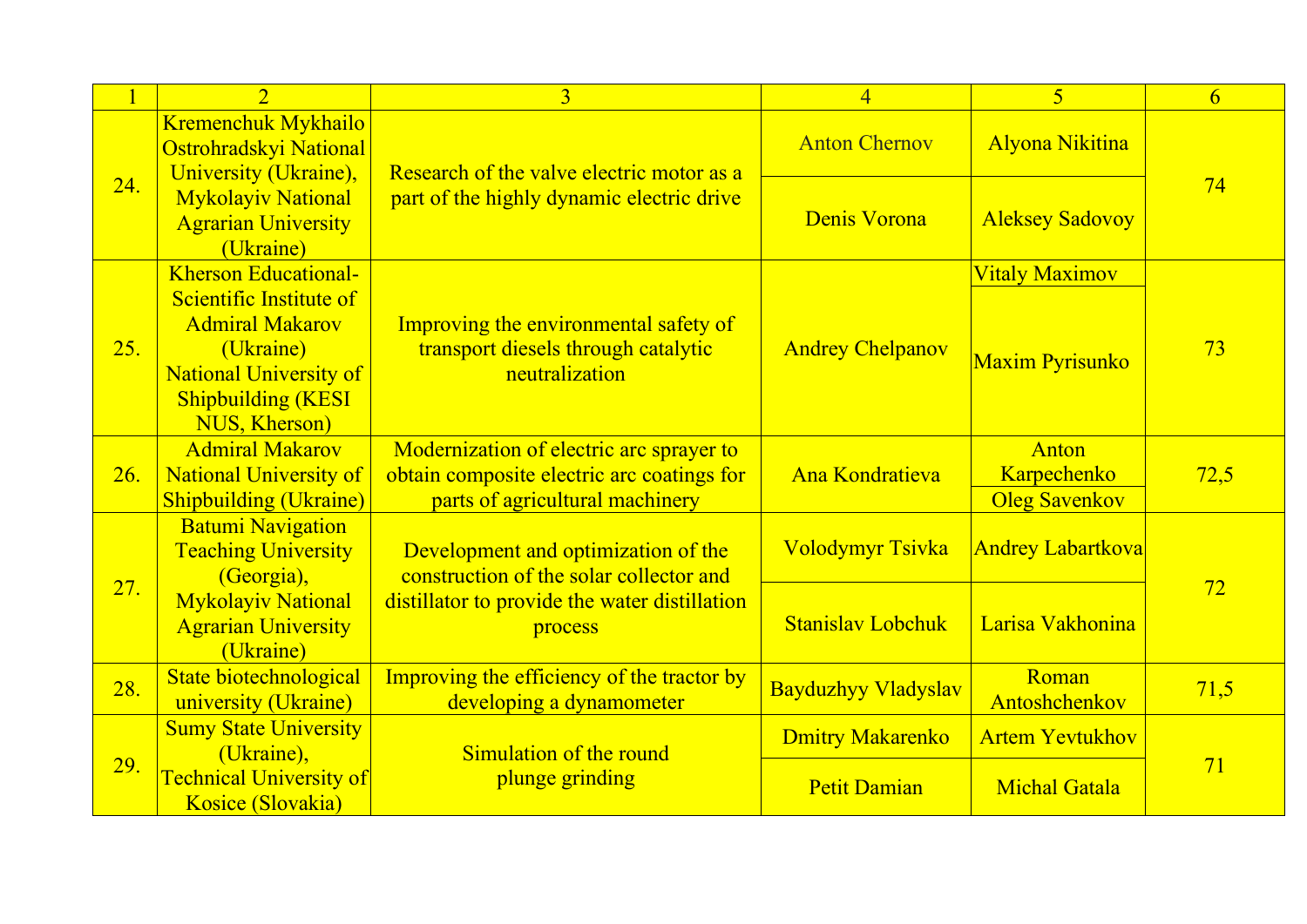| 1 | 2 | 3 | 4 | 5 | 6 |
|---|---|---|---|---|---|
| 24. | Kremenchuk Mykhailo Ostrohradskyi National University (Ukraine), Mykolayiv National Agrarian University (Ukraine) | Research of the valve electric motor as a part of the highly dynamic electric drive | Anton Chernov | Alyona Nikitina | 74 |
| | | | Denis Vorona | Aleksey Sadovoy | |
| 25. | Kherson Educational-Scientific Institute of Admiral Makarov (Ukraine) National University of Shipbuilding (KESI NUS, Kherson) | Improving the environmental safety of transport diesels through catalytic neutralization | Andrey Chelpanov | Vitaly Maximov | 73 |
| | | | | Maxim Pyrisunko | |
| 26. | Admiral Makarov National University of Shipbuilding (Ukraine) | Modernization of electric arc sprayer to obtain composite electric arc coatings for parts of agricultural machinery | Ana Kondratieva | Anton Karpechenko | 72,5 |
| | | | | Oleg Savenkov | |
| 27. | Batumi Navigation Teaching University (Georgia), Mykolayiv National Agrarian University (Ukraine) | Development and optimization of the construction of the solar collector and distillator to provide the water distillation process | Volodymyr Tsivka | Andrey Labartkova | 72 |
| | | | Stanislav Lobchuk | Larisa Vakhonina | |
| 28. | State biotechnological university (Ukraine) | Improving the efficiency of the tractor by developing a dynamometer | Bayduzhyy Vladyslav | Roman Antoshchenkov | 71,5 |
| 29. | Sumy State University (Ukraine), Technical University of Kosice (Slovakia) | Simulation of the round plunge grinding | Dmitry Makarenko | Artem Yevtukhov | 71 |
| | | | Petit Damian | Michal Gatala | |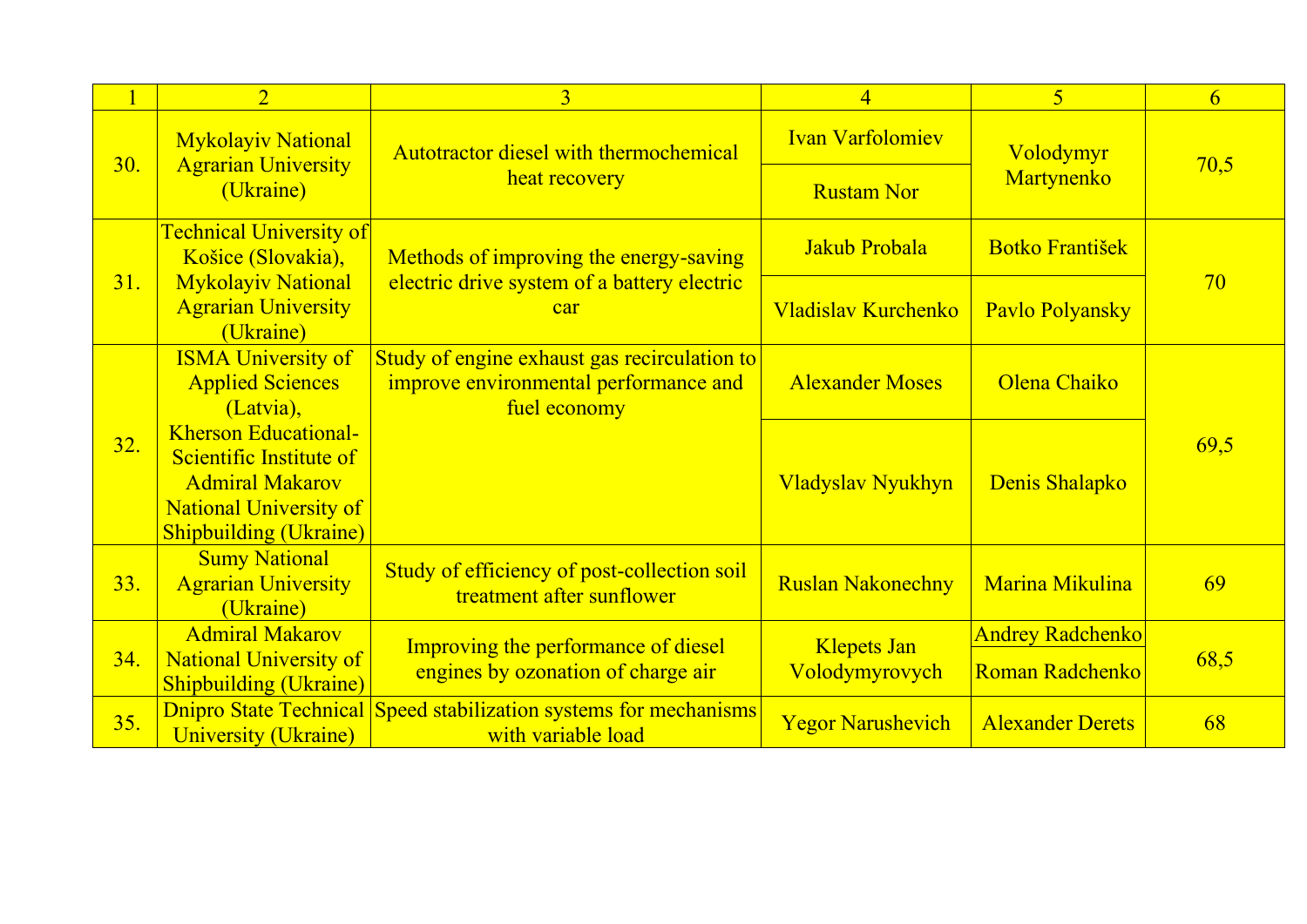| 1 | 2 | 3 | 4 | 5 | 6 |
|---|---|---|---|---|---|
| 30. | Mykolayiv National Agrarian University (Ukraine) | Autotractor diesel with thermochemical heat recovery | Ivan Varfolomiev | Volodymyr Martynenko | 70,5 |
| | | | Rustam Nor | | |
| 31. | Technical University of Košice (Slovakia), Mykolayiv National Agrarian University (Ukraine) | Methods of improving the energy-saving electric drive system of a battery electric car | Jakub Probala | Botko František | 70 |
| | | | Vladislav Kurchenko | Pavlo Polyansky | |
| 32. | ISMA University of Applied Sciences (Latvia), Kherson Educational-Scientific Institute of Admiral Makarov National University of Shipbuilding (Ukraine) | Study of engine exhaust gas recirculation to improve environmental performance and fuel economy | Alexander Moses | Olena Chaiko | 69,5 |
| | | | Vladyslav Nyukhyn | Denis Shalapko | |
| 33. | Sumy National Agrarian University (Ukraine) | Study of efficiency of post-collection soil treatment after sunflower | Ruslan Nakonechny | Marina Mikulina | 69 |
| 34. | Admiral Makarov National University of Shipbuilding (Ukraine) | Improving the performance of diesel engines by ozonation of charge air | Klepets Jan Volodymyrovych | Andrey Radchenko | 68,5 |
| | | | | Roman Radchenko | |
| 35. | Dnipro State Technical University (Ukraine) | Speed stabilization systems for mechanisms with variable load | Yegor Narushevich | Alexander Derets | 68 |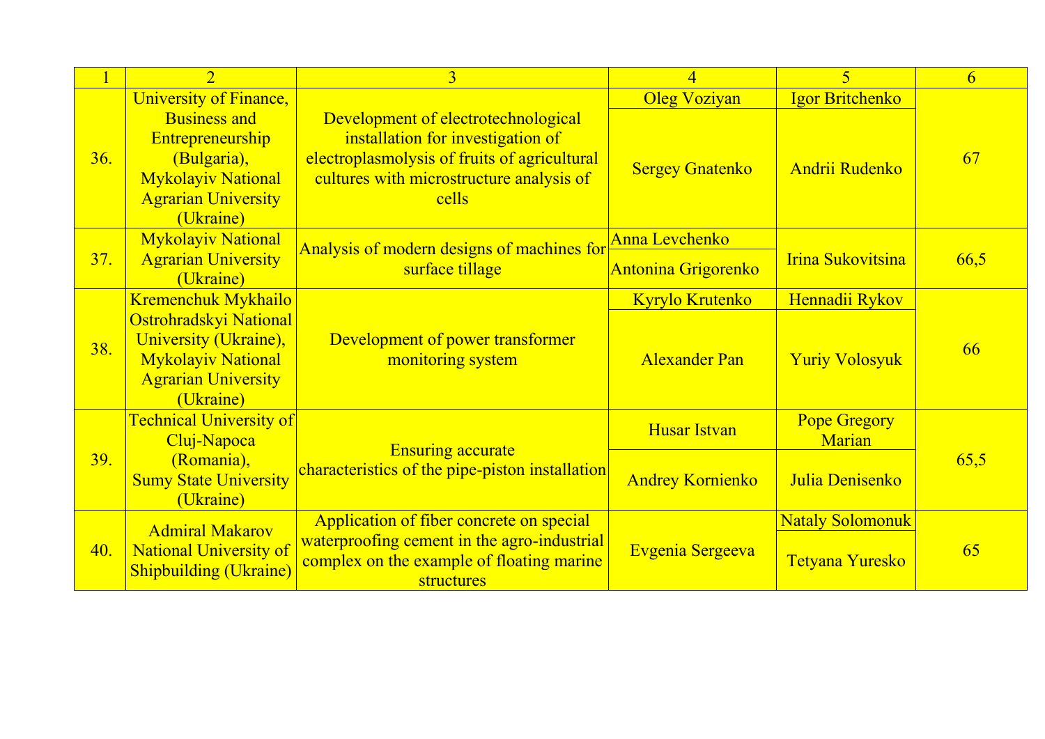| 1 | 2 | 3 | 4 | 5 | 6 |
|---|---|---|---|---|---|
| 36. | University of Finance, Business and Entrepreneurship (Bulgaria), Mykolayiv National Agrarian University (Ukraine) | Development of electrotechnological installation for investigation of electroplasmolysis of fruits of agricultural cultures with microstructure analysis of cells | Oleg Voziyan | Igor Britchenko | 67 |
| | | | Sergey Gnatenko | Andrii Rudenko | |
| 37. | Mykolayiv National Agrarian University (Ukraine) | Analysis of modern designs of machines for surface tillage | Anna Levchenko | Irina Sukovitsina | 66,5 |
| | | | Antonina Grigorenko | | |
| 38. | Kremenchuk Mykhailo Ostrohradskyi National University (Ukraine), Mykolayiv National Agrarian University (Ukraine) | Development of power transformer monitoring system | Kyrylo Krutenko | Hennadii Rykov | 66 |
| | | | Alexander Pan | Yuriy Volosyuk | |
| 39. | Technical University of Cluj-Napoca (Romania), Sumy State University (Ukraine) | Ensuring accurate characteristics of the pipe-piston installation | Husar Istvan | Pope Gregory Marian | 65,5 |
| | | | Andrey Kornienko | Julia Denisenko | |
| 40. | Admiral Makarov National University of Shipbuilding (Ukraine) | Application of fiber concrete on special waterproofing cement in the agro-industrial complex on the example of floating marine structures | Evgenia Sergeeva | Nataly Solomonuk | 65 |
| | | | | Tetyana Yuresko | |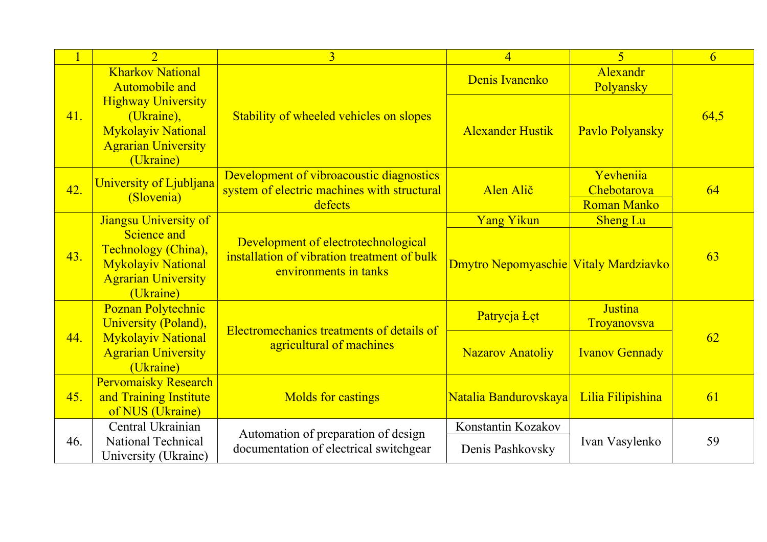| 1 | 2 | 3 | 4 | 5 | 6 |
|---|---|---|---|---|---|
| 41. | Kharkov National Automobile and Highway University (Ukraine), Mykolayiv National Agrarian University (Ukraine) | Stability of wheeled vehicles on slopes | Denis Ivanenko | Alexandr Polyansky | 64,5 |
| | | | Alexander Hustik | Pavlo Polyansky | |
| 42. | University of Ljubljana (Slovenia) | Development of vibroacoustic diagnostics system of electric machines with structural defects | Alen Alič | Yevheniia Chebotarova | 64 |
| | | | | Roman Manko | |
| 43. | Jiangsu University of Science and Technology (China), Mykolayiv National Agrarian University (Ukraine) | Development of electrotechnological installation of vibration treatment of bulk environments in tanks | Yang Yikun | Sheng Lu | 63 |
| | | | Dmytro Nepomyaschie | Vitaly Mardziavko | |
| 44. | Poznan Polytechnic University (Poland), Mykolayiv National Agrarian University (Ukraine) | Electromechanics treatments of details of agricultural of machines | Patrycja Łęt | Justina Troyanovsva | 62 |
| | | | Nazarov Anatoliy | Ivanov Gennady | |
| 45. | Pervomaisky Research and Training Institute of NUS (Ukraine) | Molds for castings | Natalia Bandurovskaya | Lilia Filipishina | 61 |
| 46. | Central Ukrainian National Technical University (Ukraine) | Automation of preparation of design documentation of electrical switchgear | Konstantin Kozakov | Ivan Vasylenko | 59 |
| | | | Denis Pashkovsky | | |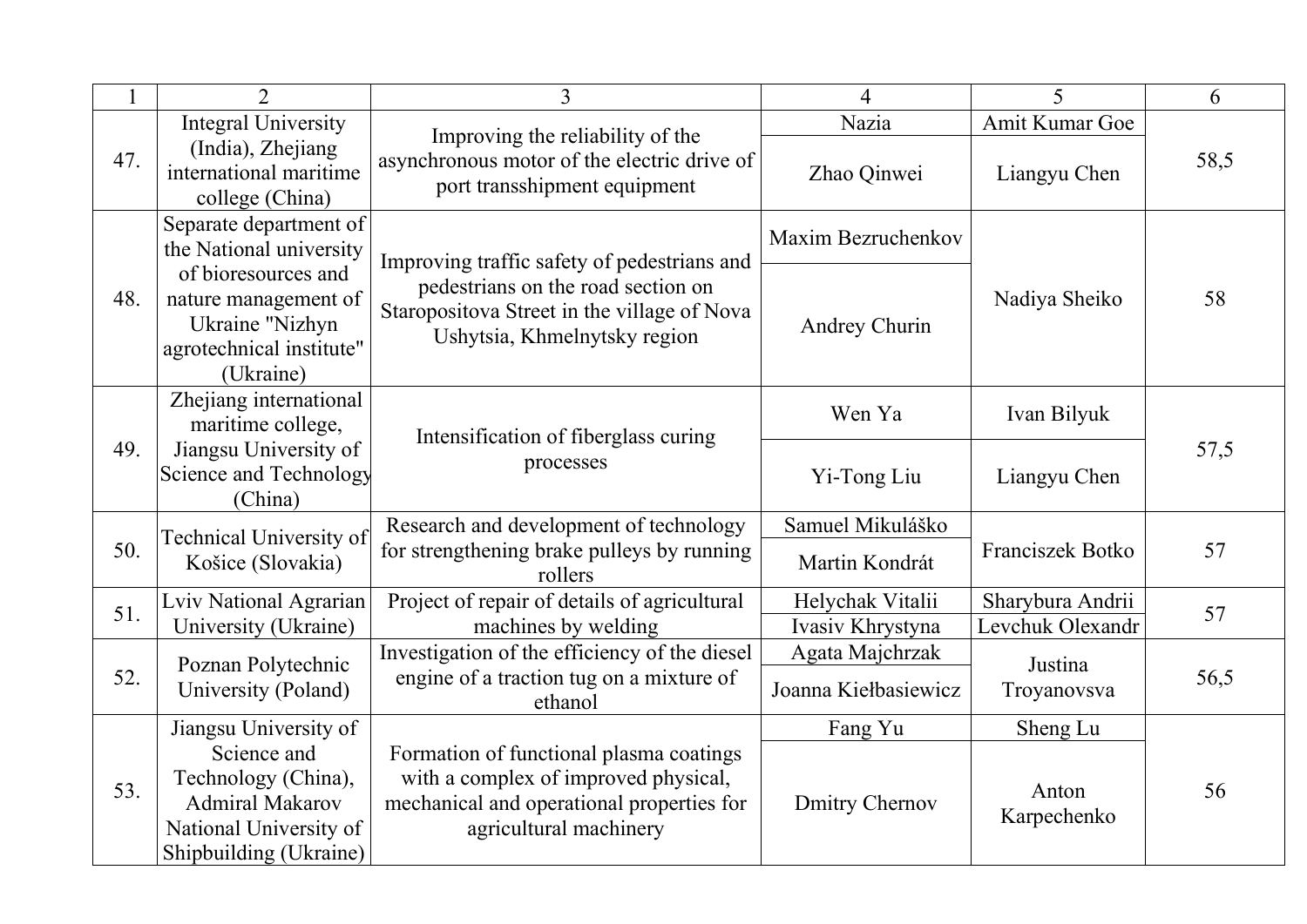| 1 | 2 | 3 | 4 | 5 | 6 |
|---|---|---|---|---|---|
| 47. | Integral University (India), Zhejiang international maritime college (China) | Improving the reliability of the asynchronous motor of the electric drive of port transshipment equipment | Nazia | Amit Kumar Goe | 58,5 |
| | | | Zhao Qinwei | Liangyu Chen | |
| 48. | Separate department of the National university of bioresources and nature management of Ukraine "Nizhyn agrotechnical institute" (Ukraine) | Improving traffic safety of pedestrians and pedestrians on the road section on Staropositova Street in the village of Nova Ushytsia, Khmelnytsky region | Maxim Bezruchenkov | Nadiya Sheiko | 58 |
| | | | Andrey Churin | | |
| 49. | Zhejiang international maritime college, Jiangsu University of Science and Technology (China) | Intensification of fiberglass curing processes | Wen Ya | Ivan Bilyuk | 57,5 |
| | | | Yi-Tong Liu | Liangyu Chen | |
| 50. | Technical University of Košice (Slovakia) | Research and development of technology for strengthening brake pulleys by running rollers | Samuel Mikuláško | Franciszek Botko | 57 |
| | | | Martin Kondrát | | |
| 51. | Lviv National Agrarian University (Ukraine) | Project of repair of details of agricultural machines by welding | Helychak Vitalii | Sharybura Andrii | 57 |
| | | | Ivasiv Khrystyna | Levchuk Olexandr | |
| 52. | Poznan Polytechnic University (Poland) | Investigation of the efficiency of the diesel engine of a traction tug on a mixture of ethanol | Agata Majchrzak | Justina Troyanovsva | 56,5 |
| | | | Joanna Kiełbasiewicz | | |
| 53. | Jiangsu University of Science and Technology (China), Admiral Makarov National University of Shipbuilding (Ukraine) | Formation of functional plasma coatings with a complex of improved physical, mechanical and operational properties for agricultural machinery | Fang Yu | Sheng Lu | 56 |
| | | | Dmitry Chernov | Anton Karpechenko | |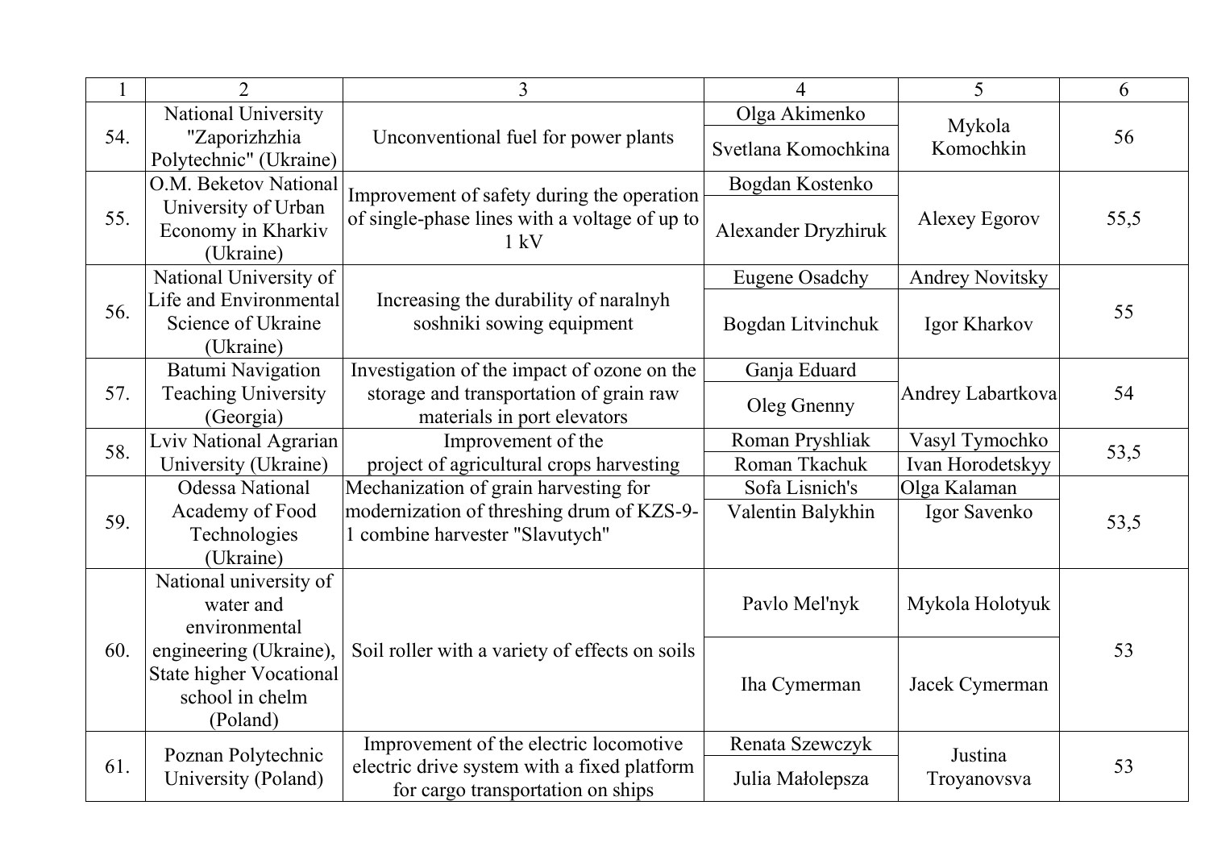| 1 | 2 | 3 | 4 | 5 | 6 |
|---|---|---|---|---|---|
| 54. | National University "Zaporizhzhia Polytechnic" (Ukraine) | Unconventional fuel for power plants | Olga Akimenko | Mykola Komochkin | 56 |
| | | | Svetlana Komochkina | | |
| 55. | O.M. Beketov National University of Urban Economy in Kharkiv (Ukraine) | Improvement of safety during the operation of single-phase lines with a voltage of up to 1 kV | Bogdan Kostenko | Alexey Egorov | 55,5 |
| | | | Alexander Dryzhiruk | | |
| 56. | National University of Life and Environmental Science of Ukraine (Ukraine) | Increasing the durability of naralnyh soshniki sowing equipment | Eugene Osadchy | Andrey Novitsky | 55 |
| | | | Bogdan Litvinchuk | Igor Kharkov | |
| 57. | Batumi Navigation Teaching University (Georgia) | Investigation of the impact of ozone on the storage and transportation of grain raw materials in port elevators | Ganja Eduard | Andrey Labartkova | 54 |
| | | | Oleg Gnenny | | |
| 58. | Lviv National Agrarian University (Ukraine) | Improvement of the project of agricultural crops harvesting | Roman Pryshliak | Vasyl Tymochko | 53,5 |
| | | | Roman Tkachuk | Ivan Horodetskyy | |
| 59. | Odessa National Academy of Food Technologies (Ukraine) | Mechanization of grain harvesting for modernization of threshing drum of KZS-9-1 combine harvester "Slavutych" | Sofa Lisnich's | Olga Kalaman | 53,5 |
| | | | Valentin Balykhin | Igor Savenko | |
| 60. | National university of water and environmental engineering (Ukraine), State higher Vocational school in chelm (Poland) | Soil roller with a variety of effects on soils | Pavlo Mel'nyk | Mykola Holotyuk | 53 |
| | | | Iha Cymerman | Jacek Cymerman | |
| 61. | Poznan Polytechnic University (Poland) | Improvement of the electric locomotive electric drive system with a fixed platform for cargo transportation on ships | Renata Szewczyk | Justina Troyanovsva | 53 |
| | | | Julia Małolepsza | | |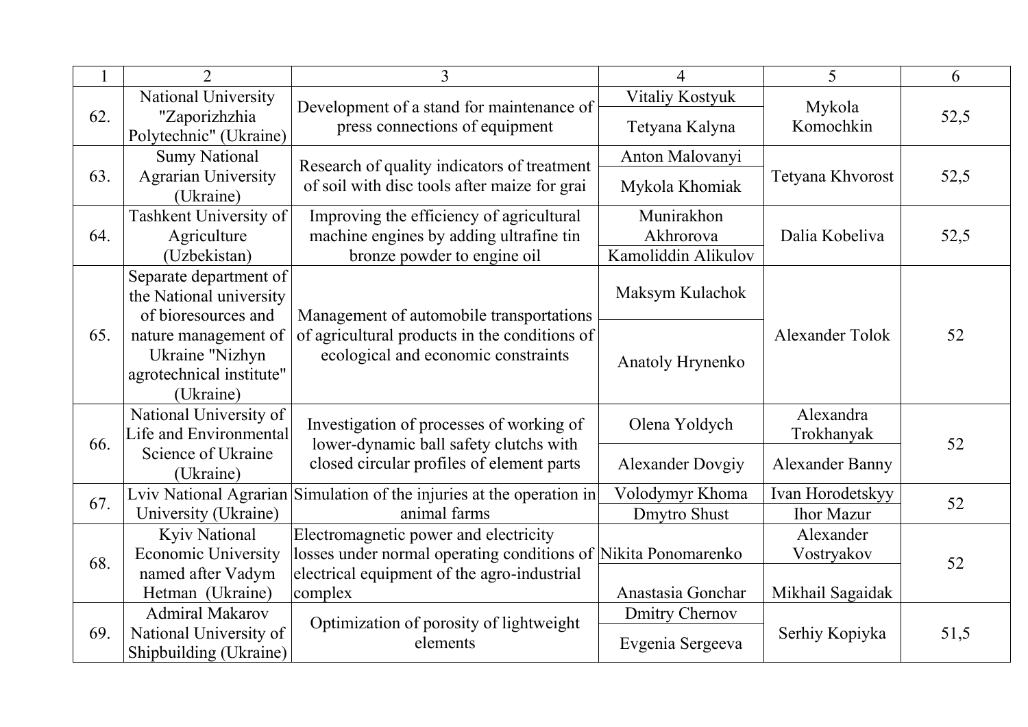| 1 | 2 | 3 | 4 | 5 | 6 |
|---|---|---|---|---|---|
| 62. | National University "Zaporizhzhia Polytechnic" (Ukraine) | Development of a stand for maintenance of press connections of equipment | Vitaliy Kostyuk | Mykola Komochkin | 52,5 |
| | | | Tetyana Kalyna | | |
| 63. | Sumy National Agrarian University (Ukraine) | Research of quality indicators of treatment of soil with disc tools after maize for grai | Anton Malovanyi | Tetyana Khvorost | 52,5 |
| | | | Mykola Khomiak | | |
| 64. | Tashkent University of Agriculture (Uzbekistan) | Improving the efficiency of agricultural machine engines by adding ultrafine tin bronze powder to engine oil | Munirakhon Akhrorova | Dalia Kobeliva | 52,5 |
| | | | Kamoliddin Alikulov | | |
| 65. | Separate department of the National university of bioresources and nature management of Ukraine "Nizhyn agrotechnical institute" (Ukraine) | Management of automobile transportations of agricultural products in the conditions of ecological and economic constraints | Maksym Kulachok | Alexander Tolok | 52 |
| | | | Anatoly Hrynenko | | |
| 66. | National University of Life and Environmental Science of Ukraine (Ukraine) | Investigation of processes of working of lower-dynamic ball safety clutchs with closed circular profiles of element parts | Olena Yoldych | Alexandra Trokhanyak | 52 |
| | | | Alexander Dovgiy | Alexander Banny | |
| 67. | Lviv National Agrarian University (Ukraine) | Simulation of the injuries at the operation in animal farms | Volodymyr Khoma | Ivan Horodetskyy | 52 |
| | | | Dmytro Shust | Ihor Mazur | |
| 68. | Kyiv National Economic University named after Vadym Hetman (Ukraine) | Electromagnetic power and electricity losses under normal operating conditions of electrical equipment of the agro-industrial complex | Nikita Ponomarenko | Alexander Vostryakov | 52 |
| | | | Anastasia Gonchar | Mikhail Sagaidak | |
| 69. | Admiral Makarov National University of Shipbuilding (Ukraine) | Optimization of porosity of lightweight elements | Dmitry Chernov | Serhiy Kopiyka | 51,5 |
| | | | Evgenia Sergeeva | | |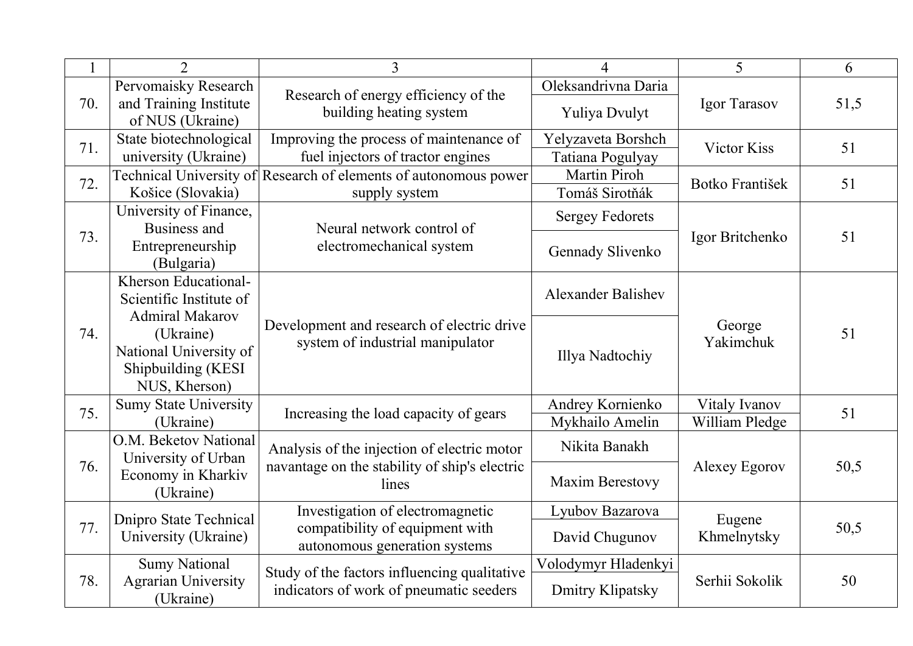| 1 | 2 | 3 | 4 | 5 | 6 |
|---|---|---|---|---|---|
| 70. | Pervomaisky Research and Training Institute of NUS (Ukraine) | Research of energy efficiency of the building heating system | Oleksandrivna Daria | Igor Tarasov | 51,5 |
| | | | Yuliya Dvulyt | | |
| 71. | State biotechnological university (Ukraine) | Improving the process of maintenance of fuel injectors of tractor engines | Yelyzaveta Borshch | Victor Kiss | 51 |
| | | | Tatiana Pogulyay | | |
| 72. | Technical University of Košice (Slovakia) | Research of elements of autonomous power supply system | Martin Piroh | Botko František | 51 |
| | | | Tomáš Sirotňák | | |
| 73. | University of Finance, Business and Entrepreneurship (Bulgaria) | Neural network control of electromechanical system | Sergey Fedorets | Igor Britchenko | 51 |
| | | | Gennady Slivenko | | |
| 74. | Kherson Educational-Scientific Institute of Admiral Makarov (Ukraine) National University of Shipbuilding (KESI NUS, Kherson) | Development and research of electric drive system of industrial manipulator | Alexander Balishev | George Yakimchuk | 51 |
| | | | Illya Nadtochiy | | |
| 75. | Sumy State University (Ukraine) | Increasing the load capacity of gears | Andrey Kornienko | Vitaly Ivanov | 51 |
| | | | Mykhailo Amelin | William Pledge | |
| 76. | O.M. Beketov National University of Urban Economy in Kharkiv (Ukraine) | Analysis of the injection of electric motor navantage on the stability of ship's electric lines | Nikita Banakh | Alexey Egorov | 50,5 |
| | | | Maxim Berestovy | | |
| 77. | Dnipro State Technical University (Ukraine) | Investigation of electromagnetic compatibility of equipment with autonomous generation systems | Lyubov Bazarova | Eugene Khmelnytsky | 50,5 |
| | | | David Chugunov | | |
| 78. | Sumy National Agrarian University (Ukraine) | Study of the factors influencing qualitative indicators of work of pneumatic seeders | Volodymyr Hladenkyi | Serhii Sokolik | 50 |
| | | | Dmitry Klipatsky | | |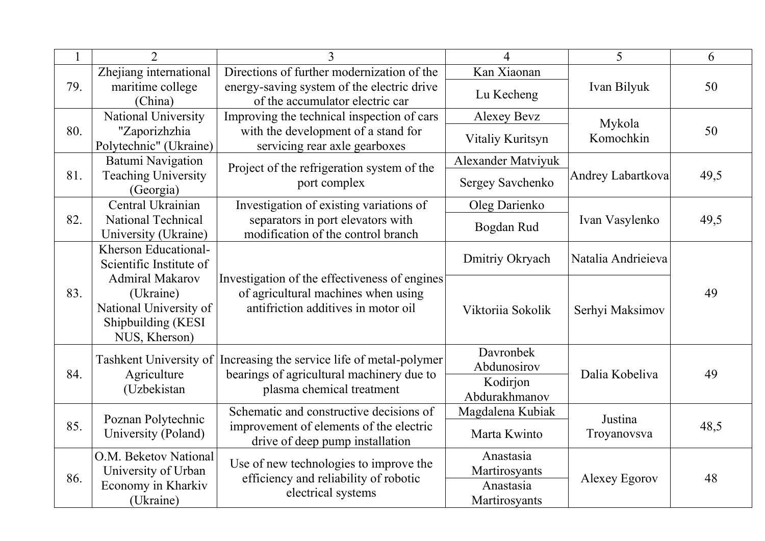| 1 | 2 | 3 | 4 | 5 | 6 |
|---|---|---|---|---|---|
| 79. | Zhejiang international maritime college (China) | Directions of further modernization of the energy-saving system of the electric drive of the accumulator electric car | Kan Xiaonan | Ivan Bilyuk | 50 |
| | | | Lu Kecheng | | |
| 80. | National University "Zaporizhzhia Polytechnic" (Ukraine) | Improving the technical inspection of cars with the development of a stand for servicing rear axle gearboxes | Alexey Bevz | Mykola Komochkin | 50 |
| | | | Vitaliy Kuritsyn | | |
| 81. | Batumi Navigation Teaching University (Georgia) | Project of the refrigeration system of the port complex | Alexander Matviyuk | Andrey Labartkova | 49,5 |
| | | | Sergey Savchenko | | |
| 82. | Central Ukrainian National Technical University (Ukraine) | Investigation of existing variations of separators in port elevators with modification of the control branch | Oleg Darienko | Ivan Vasylenko | 49,5 |
| | | | Bogdan Rud | | |
| 83. | Kherson Educational-Scientific Institute of Admiral Makarov (Ukraine) National University of Shipbuilding (KESI NUS, Kherson) | Investigation of the effectiveness of engines of agricultural machines when using antifriction additives in motor oil | Dmitriy Okryach | Natalia Andrieieva | 49 |
| | | | Viktoriia Sokolik | Serhyi Maksimov | |
| 84. | Tashkent University of Agriculture (Uzbekistan | Increasing the service life of metal-polymer bearings of agricultural machinery due to plasma chemical treatment | Davronbek Abdunosirov | Dalia Kobeliva | 49 |
| | | | Kodirjon Abdurakhmanov | | |
| 85. | Poznan Polytechnic University (Poland) | Schematic and constructive decisions of improvement of elements of the electric drive of deep pump installation | Magdalena Kubiak | Justina Troyanovsva | 48,5 |
| | | | Marta Kwinto | | |
| 86. | O.M. Beketov National University of Urban Economy in Kharkiv (Ukraine) | Use of new technologies to improve the efficiency and reliability of robotic electrical systems | Anastasia Martirosyants | Alexey Egorov | 48 |
| | | | Anastasia Martirosyants | | |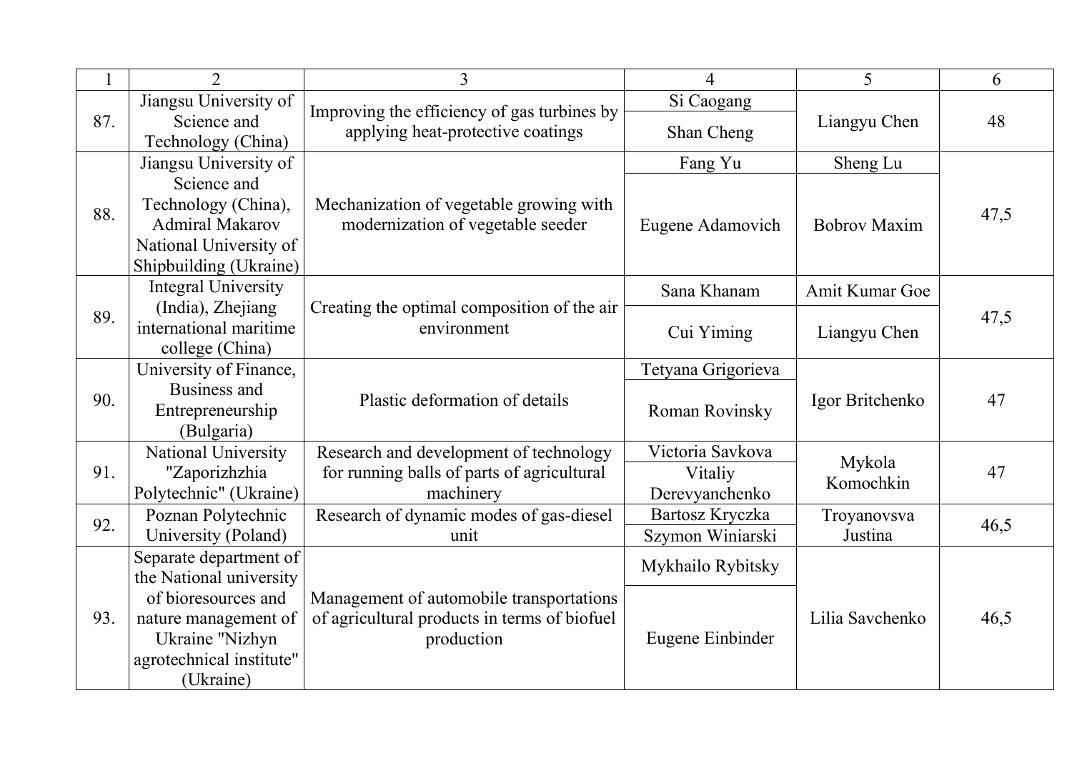| 1 | 2 | 3 | 4 | 5 | 6 |
|---|---|---|---|---|---|
| 87. | Jiangsu University of Science and Technology (China) | Improving the efficiency of gas turbines by applying heat-protective coatings | Si Caogang | Liangyu Chen | 48 |
| | | | Shan Cheng | | |
| 88. | Jiangsu University of Science and Technology (China), Admiral Makarov National University of Shipbuilding (Ukraine) | Mechanization of vegetable growing with modernization of vegetable seeder | Fang Yu | Sheng Lu | 47,5 |
| | | | Eugene Adamovich | Bobrov Maxim | |
| 89. | Integral University (India), Zhejiang international maritime college (China) | Creating the optimal composition of the air environment | Sana Khanam | Amit Kumar Goe | 47,5 |
| | | | Cui Yiming | Liangyu Chen | |
| 90. | University of Finance, Business and Entrepreneurship (Bulgaria) | Plastic deformation of details | Tetyana Grigorieva | Igor Britchenko | 47 |
| | | | Roman Rovinsky | | |
| 91. | National University "Zaporizhzhia Polytechnic" (Ukraine) | Research and development of technology for running balls of parts of agricultural machinery | Victoria Savkova | Mykola Komochkin | 47 |
| | | | Vitaliy Derevyanchenko | | |
| 92. | Poznan Polytechnic University (Poland) | Research of dynamic modes of gas-diesel unit | Bartosz Kryczka | Troyanovsva Justina | 46,5 |
| | | | Szymon Winiarski | | |
| 93. | Separate department of the National university of bioresources and nature management of Ukraine "Nizhyn agrotechnical institute" (Ukraine) | Management of automobile transportations of agricultural products in terms of biofuel production | Mykhailo Rybitsky | Lilia Savchenko | 46,5 |
| | | | Eugene Einbinder | | |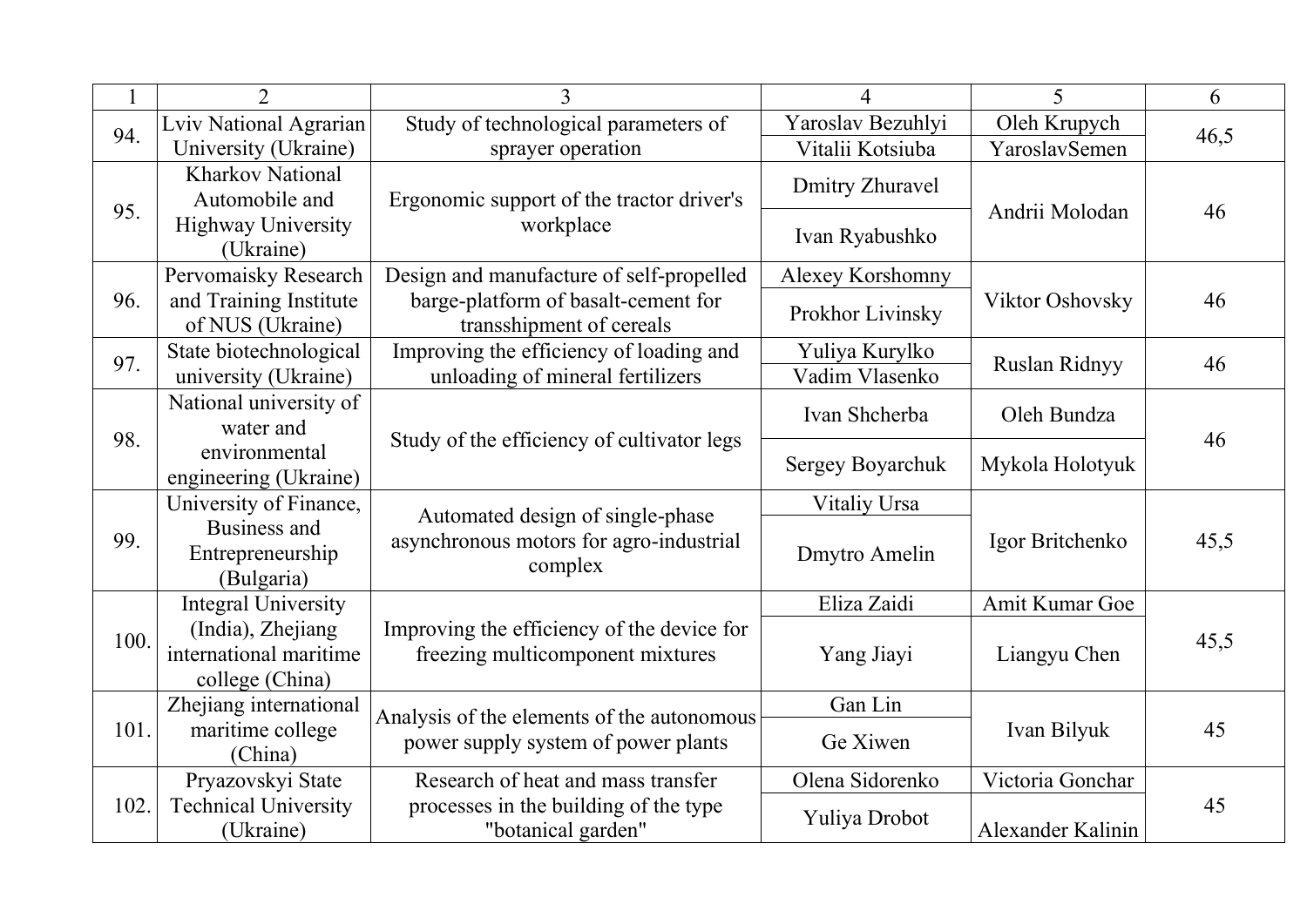| 1 | 2 | 3 | 4 | 5 | 6 |
|---|---|---|---|---|---|
| 94. | Lviv National Agrarian University (Ukraine) | Study of technological parameters of sprayer operation | Yaroslav Bezuhlyi | Oleh Krupych | 46,5 |
| | | | Vitalii Kotsiuba | YaroslavSemen | |
| 95. | Kharkov National Automobile and Highway University (Ukraine) | Ergonomic support of the tractor driver's workplace | Dmitry Zhuravel | Andrii Molodan | 46 |
| | | | Ivan Ryabushko | | |
| 96. | Pervomaisky Research and Training Institute of NUS (Ukraine) | Design and manufacture of self-propelled barge-platform of basalt-cement for transshipment of cereals | Alexey Korshomny | Viktor Oshovsky | 46 |
| | | | Prokhor Livinsky | | |
| 97. | State biotechnological university (Ukraine) | Improving the efficiency of loading and unloading of mineral fertilizers | Yuliya Kurylko | Ruslan Ridnyy | 46 |
| | | | Vadim Vlasenko | | |
| 98. | National university of water and environmental engineering (Ukraine) | Study of the efficiency of cultivator legs | Ivan Shcherba | Oleh Bundza | 46 |
| | | | Sergey Boyarchuk | Mykola Holotyuk | |
| 99. | University of Finance, Business and Entrepreneurship (Bulgaria) | Automated design of single-phase asynchronous motors for agro-industrial complex | Vitaliy Ursa | Igor Britchenko | 45,5 |
| | | | Dmytro Amelin | | |
| 100. | Integral University (India), Zhejiang international maritime college (China) | Improving the efficiency of the device for freezing multicomponent mixtures | Eliza Zaidi | Amit Kumar Goe | 45,5 |
| | | | Yang Jiayi | Liangyu Chen | |
| 101. | Zhejiang international maritime college (China) | Analysis of the elements of the autonomous power supply system of power plants | Gan Lin | Ivan Bilyuk | 45 |
| | | | Ge Xiwen | | |
| 102. | Pryazovskyi State Technical University (Ukraine) | Research of heat and mass transfer processes in the building of the type "botanical garden" | Olena Sidorenko | Victoria Gonchar | 45 |
| | | | Yuliya Drobot | Alexander Kalinin | |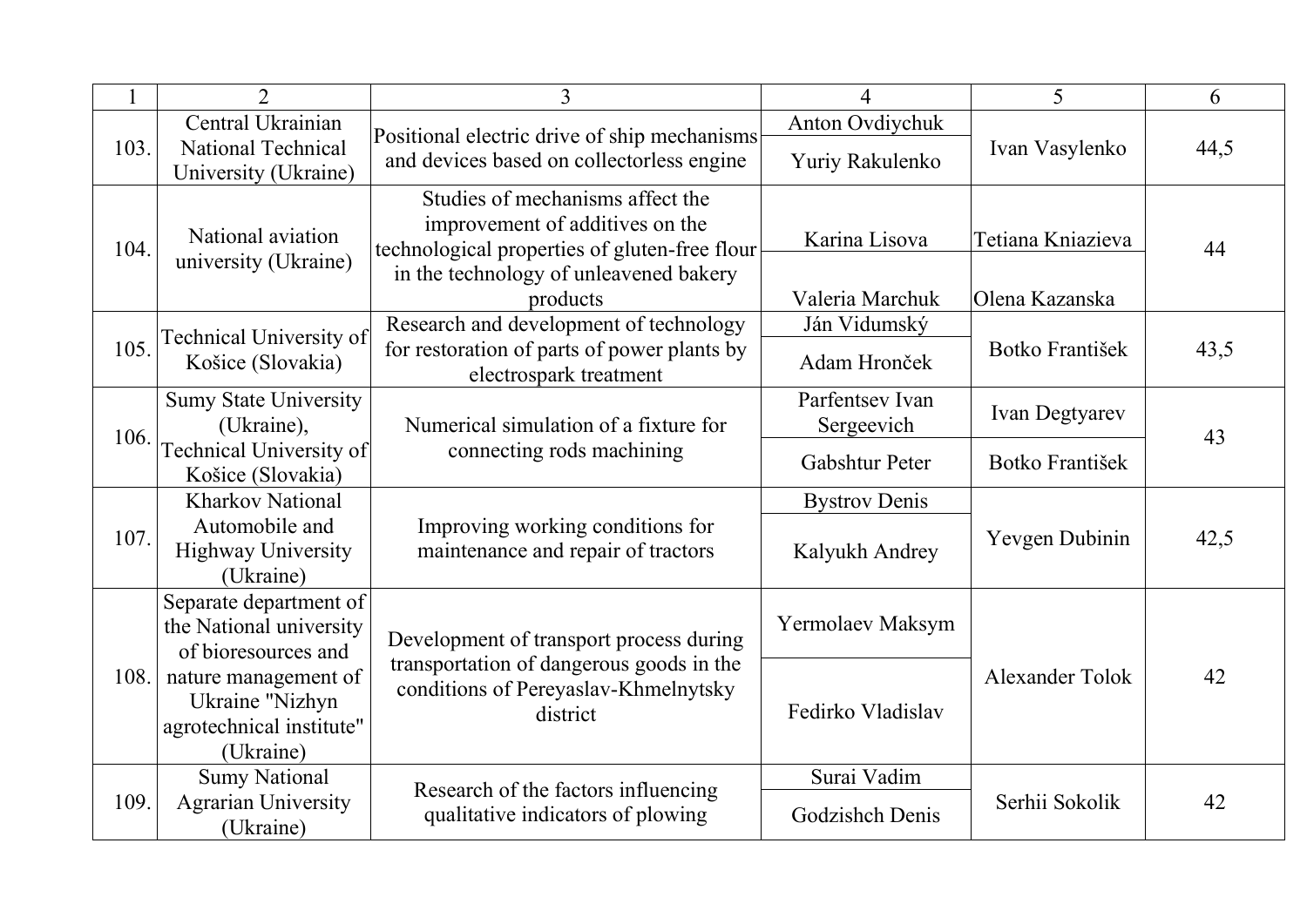| 1 | 2 | 3 | 4 | 5 | 6 |
|---|---|---|---|---|---|
| 103. | Central Ukrainian National Technical University (Ukraine) | Positional electric drive of ship mechanisms and devices based on collectorless engine | Anton Ovdiychuk | Ivan Vasylenko | 44,5 |
| | | | Yuriy Rakulenko | | |
| 104. | National aviation university (Ukraine) | Studies of mechanisms affect the improvement of additives on the technological properties of gluten-free flour in the technology of unleavened bakery products | Karina Lisova | Tetiana Kniazieva | 44 |
| | | | Valeria Marchuk | Olena Kazanska | |
| 105. | Technical University of Košice (Slovakia) | Research and development of technology for restoration of parts of power plants by electrospark treatment | Ján Vidumský | Botko František | 43,5 |
| | | | Adam Hronček | | |
| 106. | Sumy State University (Ukraine), Technical University of Košice (Slovakia) | Numerical simulation of a fixture for connecting rods machining | Parfentsev Ivan Sergeevich | Ivan Degtyarev | 43 |
| | | | Gabshtur Peter | Botko František | |
| 107. | Kharkov National Automobile and Highway University (Ukraine) | Improving working conditions for maintenance and repair of tractors | Bystrov Denis | Yevgen Dubinin | 42,5 |
| | | | Kalyukh Andrey | | |
| 108. | Separate department of the National university of bioresources and nature management of Ukraine "Nizhyn agrotechnical institute" (Ukraine) | Development of transport process during transportation of dangerous goods in the conditions of Pereyaslav-Khmelnytsky district | Yermolaev Maksym | Alexander Tolok | 42 |
| | | | Fedirko Vladislav | | |
| 109. | Sumy National Agrarian University (Ukraine) | Research of the factors influencing qualitative indicators of plowing | Surai Vadim | Serhii Sokolik | 42 |
| | | | Godzishch Denis | | |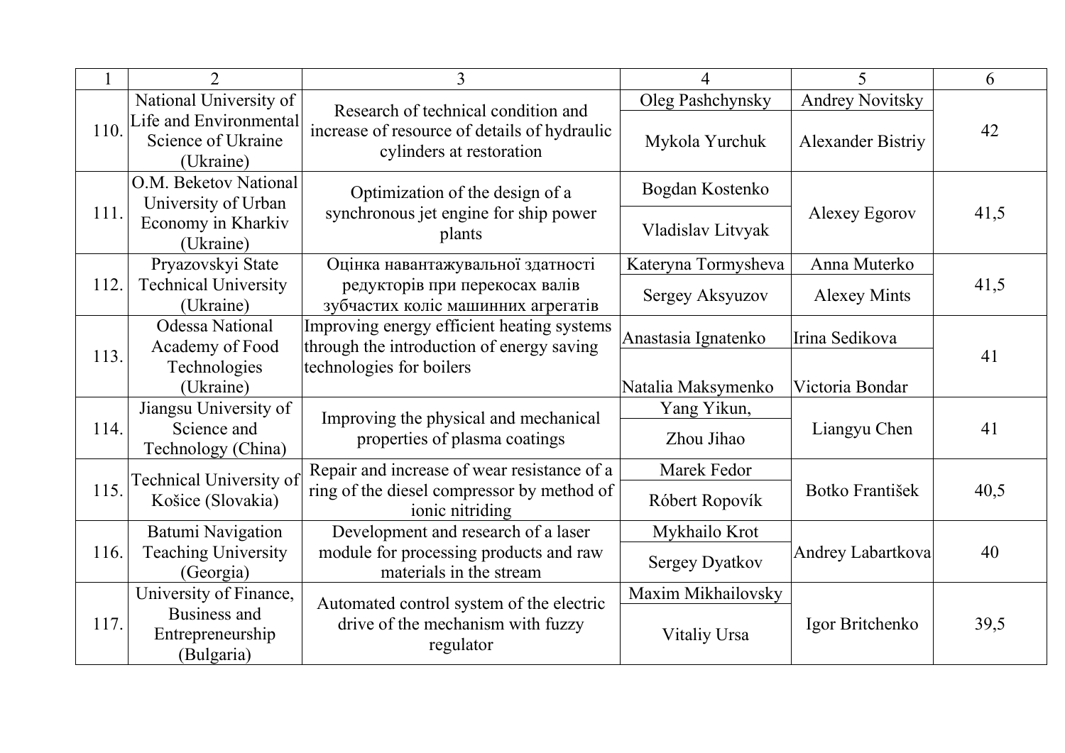| 1 | 2 | 3 | 4 | 5 | 6 |
|---|---|---|---|---|---|
| 110. | National University of Life and Environmental Science of Ukraine (Ukraine) | Research of technical condition and increase of resource of details of hydraulic cylinders at restoration | Oleg Pashchynsky | Andrey Novitsky | 42 |
| | | | Mykola Yurchuk | Alexander Bistriy | |
| 111. | O.M. Beketov National University of Urban Economy in Kharkiv (Ukraine) | Optimization of the design of a synchronous jet engine for ship power plants | Bogdan Kostenko | Alexey Egorov | 41,5 |
| | | | Vladislav Litvyak | | |
| 112. | Pryazovskyi State Technical University (Ukraine) | Оцінка навантажувальної здатності редукторів при перекосах валів зубчастих коліс машинних агрегатів | Kateryna Tormysheva | Anna Muterko | 41,5 |
| | | | Sergey Aksyuzov | Alexey Mints | |
| 113. | Odessa National Academy of Food Technologies (Ukraine) | Improving energy efficient heating systems through the introduction of energy saving technologies for boilers | Anastasia Ignatenko | Irina Sedikova | 41 |
| | | | Natalia Maksymenko | Victoria Bondar | |
| 114. | Jiangsu University of Science and Technology (China) | Improving the physical and mechanical properties of plasma coatings | Yang Yikun, | Liangyu Chen | 41 |
| | | | Zhou Jihao | | |
| 115. | Technical University of Košice (Slovakia) | Repair and increase of wear resistance of a ring of the diesel compressor by method of ionic nitriding | Marek Fedor | Botko František | 40,5 |
| | | | Róbert Ropovík | | |
| 116. | Batumi Navigation Teaching University (Georgia) | Development and research of a laser module for processing products and raw materials in the stream | Mykhailo Krot | Andrey Labartkova | 40 |
| | | | Sergey Dyatkov | | |
| 117. | University of Finance, Business and Entrepreneurship (Bulgaria) | Automated control system of the electric drive of the mechanism with fuzzy regulator | Maxim Mikhailovsky | Igor Britchenko | 39,5 |
| | | | Vitaliy Ursa | | |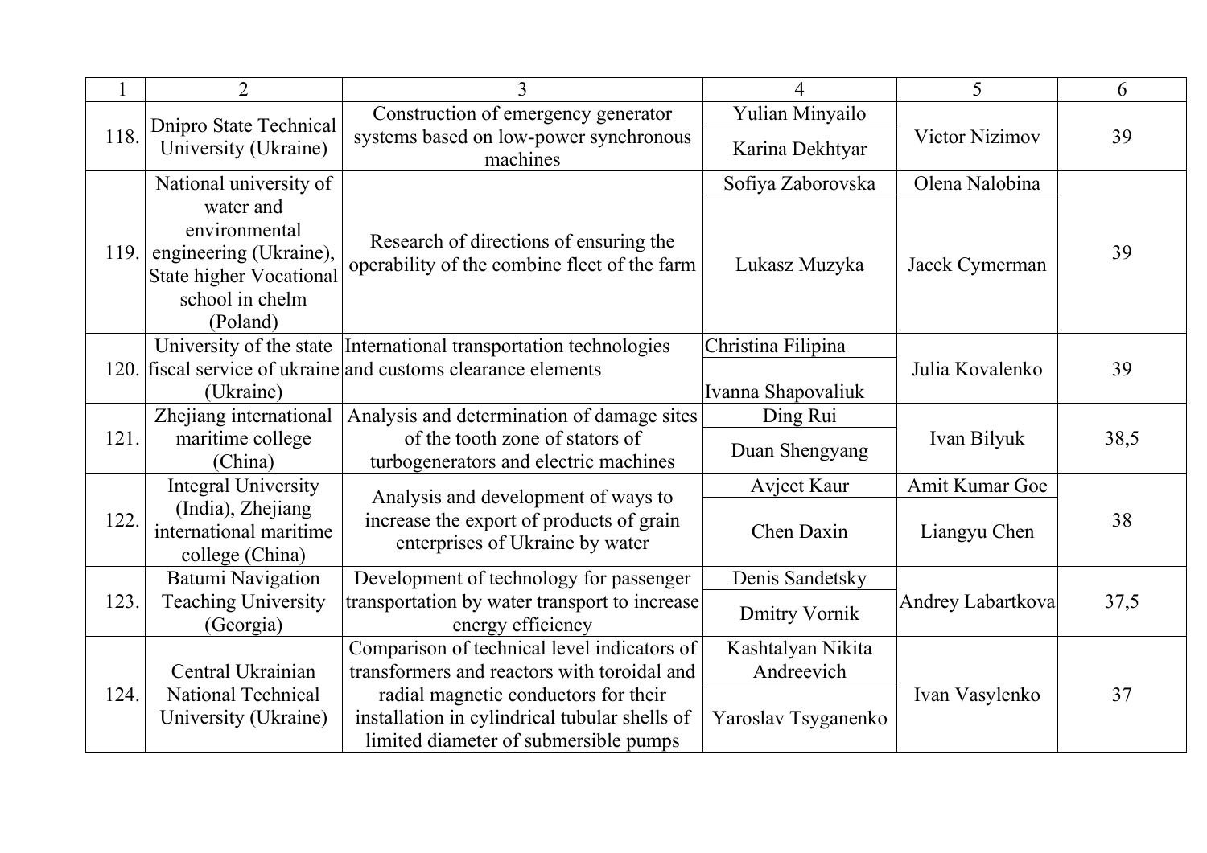| 1 | 2 | 3 | 4 | 5 | 6 |
|---|---|---|---|---|---|
| 118. | Dnipro State Technical University (Ukraine) | Construction of emergency generator systems based on low-power synchronous machines | Yulian Minyailo | Victor Nizimov | 39 |
| | | | Karina Dekhtyar | | |
| 119. | National university of water and environmental engineering (Ukraine), State higher Vocational school in chelm (Poland) | Research of directions of ensuring the operability of the combine fleet of the farm | Sofiya Zaborovska | Olena Nalobina | 39 |
| | | | Lukasz Muzyka | Jacek Cymerman | |
| 120. | University of the state fiscal service of ukraine (Ukraine) | International transportation technologies and customs clearance elements | Christina Filipina | Julia Kovalenko | 39 |
| | | | Ivanna Shapovaliuk | | |
| 121. | Zhejiang international maritime college (China) | Analysis and determination of damage sites of the tooth zone of stators of turbogenerators and electric machines | Ding Rui | Ivan Bilyuk | 38,5 |
| | | | Duan Shengyang | | |
| 122. | Integral University (India), Zhejiang international maritime college (China) | Analysis and development of ways to increase the export of products of grain enterprises of Ukraine by water | Avjeet Kaur | Amit Kumar Goe | 38 |
| | | | Chen Daxin | Liangyu Chen | |
| 123. | Batumi Navigation Teaching University (Georgia) | Development of technology for passenger transportation by water transport to increase energy efficiency | Denis Sandetsky | Andrey Labartkova | 37,5 |
| | | | Dmitry Vornik | | |
| 124. | Central Ukrainian National Technical University (Ukraine) | Comparison of technical level indicators of transformers and reactors with toroidal and radial magnetic conductors for their installation in cylindrical tubular shells of limited diameter of submersible pumps | Kashtalyan Nikita Andreevich | Ivan Vasylenko | 37 |
| | | | Yaroslav Tsyganenko | | |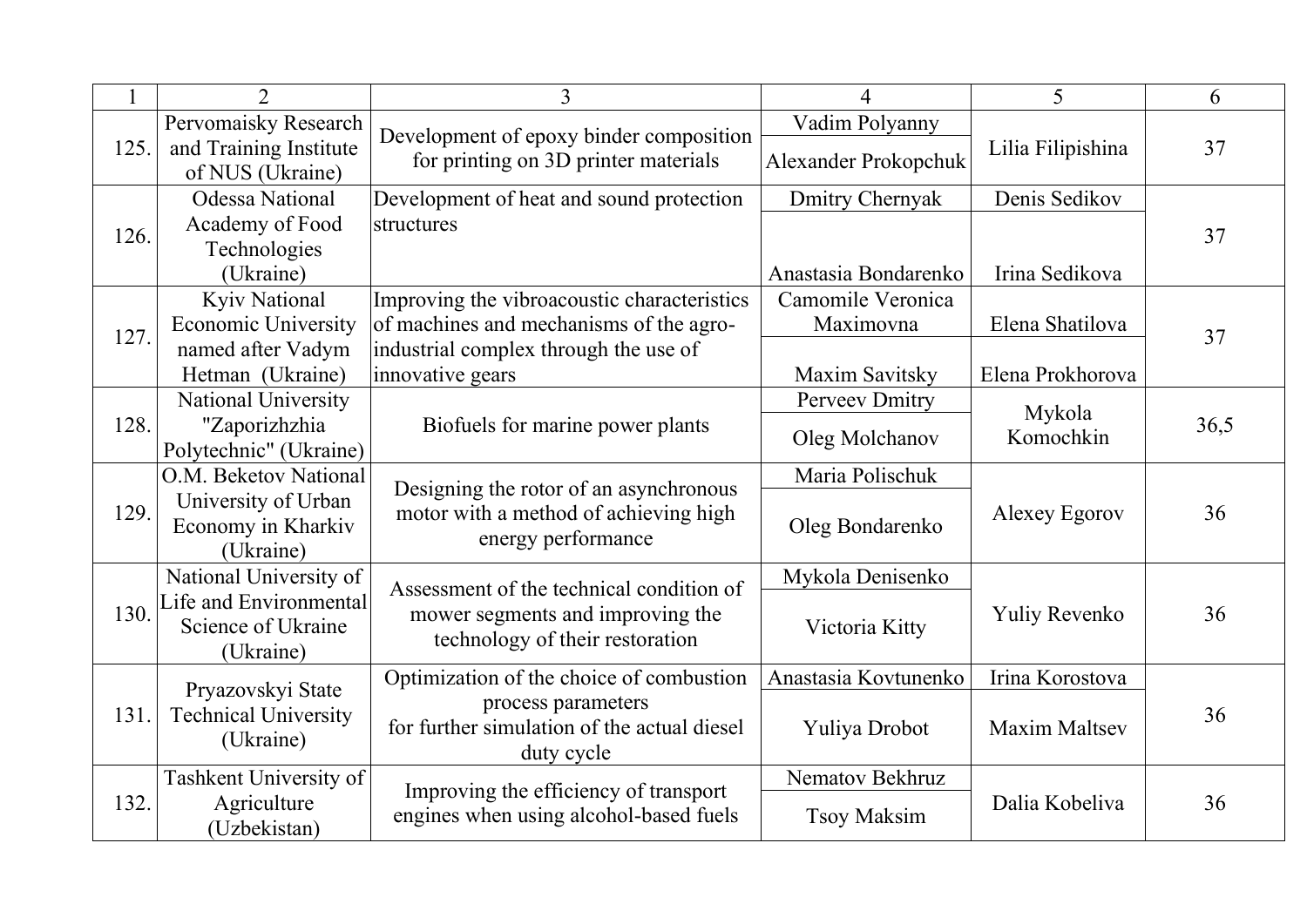| 1 | 2 | 3 | 4 | 5 | 6 |
|---|---|---|---|---|---|
| 125. | Pervomaisky Research and Training Institute of NUS (Ukraine) | Development of epoxy binder composition for printing on 3D printer materials | Vadim Polyanny<br>Alexander Prokopchuk | Lilia Filipishina | 37 |
| 126. | Odessa National Academy of Food Technologies (Ukraine) | Development of heat and sound protection structures | Dmitry Chernyak<br>Anastasia Bondarenko | Denis Sedikov<br>Irina Sedikova | 37 |
| 127. | Kyiv National Economic University named after Vadym Hetman (Ukraine) | Improving the vibroacoustic characteristics of machines and mechanisms of the agro-industrial complex through the use of innovative gears | Camomile Veronica Maximovna<br>Maxim Savitsky | Elena Shatilova<br>Elena Prokhorova | 37 |
| 128. | National University "Zaporizhzhia Polytechnic" (Ukraine) | Biofuels for marine power plants | Perveev Dmitry<br>Oleg Molchanov | Mykola Komochkin | 36,5 |
| 129. | O.M. Beketov National University of Urban Economy in Kharkiv (Ukraine) | Designing the rotor of an asynchronous motor with a method of achieving high energy performance | Maria Polischuk<br>Oleg Bondarenko | Alexey Egorov | 36 |
| 130. | National University of Life and Environmental Science of Ukraine (Ukraine) | Assessment of the technical condition of mower segments and improving the technology of their restoration | Mykola Denisenko<br>Victoria Kitty | Yuliy Revenko | 36 |
| 131. | Pryazovskyi State Technical University (Ukraine) | Optimization of the choice of combustion process parameters for further simulation of the actual diesel duty cycle | Anastasia Kovtunenko<br>Yuliya Drobot | Irina Korostova<br>Maxim Maltsev | 36 |
| 132. | Tashkent University of Agriculture (Uzbekistan) | Improving the efficiency of transport engines when using alcohol-based fuels | Nematov Bekhruz<br>Tsoy Maksim | Dalia Kobeliva | 36 |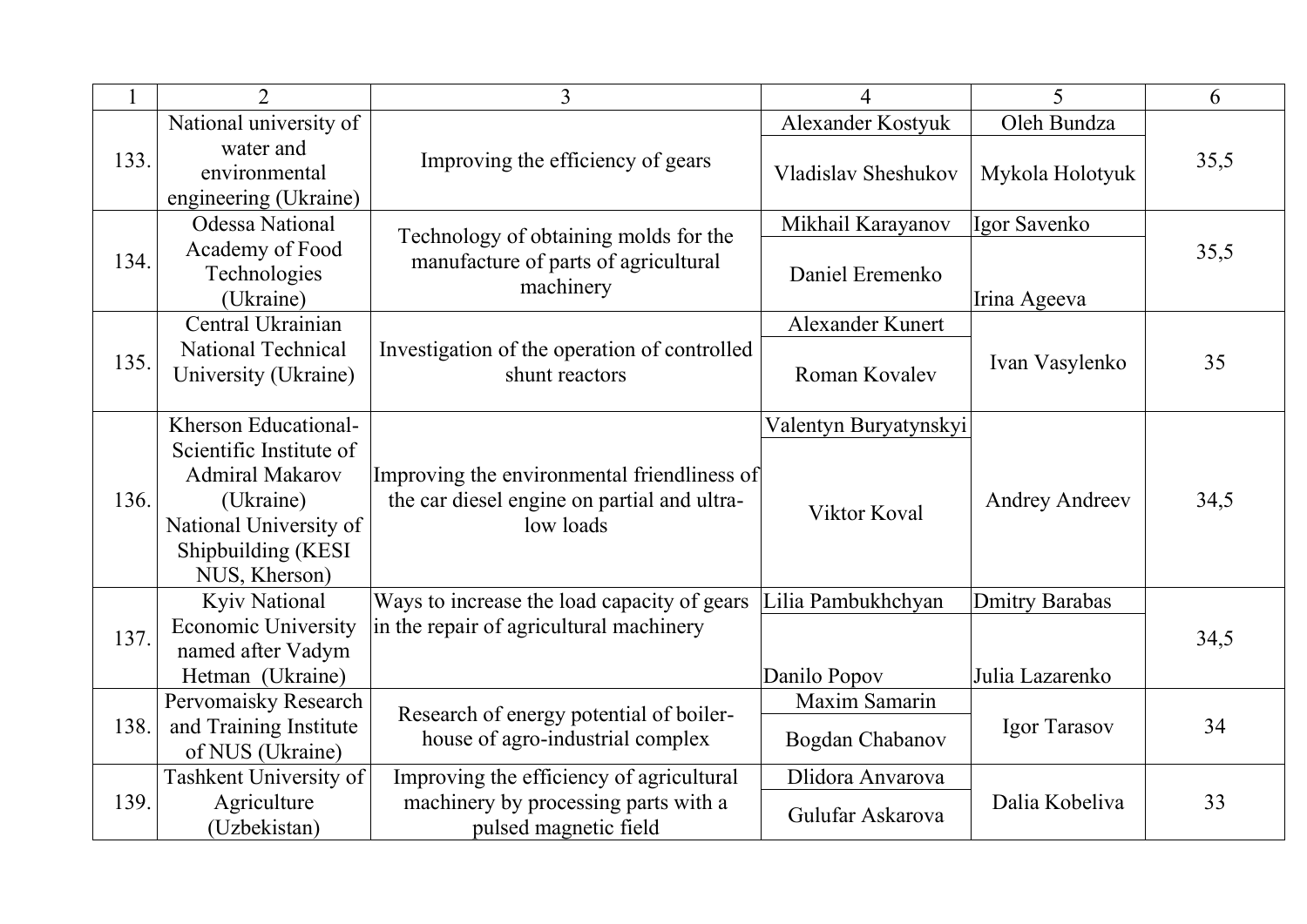| 1 | 2 | 3 | 4 | 5 | 6 |
|---|---|---|---|---|---|
| 133. | National university of water and environmental engineering (Ukraine) | Improving the efficiency of gears | Alexander Kostyuk | Oleh Bundza | 35,5 |
| | | | Vladislav Sheshukov | Mykola Holotyuk | |
| 134. | Odessa National Academy of Food Technologies (Ukraine) | Technology of obtaining molds for the manufacture of parts of agricultural machinery | Mikhail Karayanov | Igor Savenko | 35,5 |
| | | | Daniel Eremenko | Irina Ageeva | |
| 135. | Central Ukrainian National Technical University (Ukraine) | Investigation of the operation of controlled shunt reactors | Alexander Kunert | Ivan Vasylenko | 35 |
| | | | Roman Kovalev | | |
| 136. | Kherson Educational-Scientific Institute of Admiral Makarov (Ukraine) National University of Shipbuilding (KESI NUS, Kherson) | Improving the environmental friendliness of the car diesel engine on partial and ultra-low loads | Valentyn Buryatynskyi | Andrey Andreev | 34,5 |
| | | | Viktor Koval | | |
| 137. | Kyiv National Economic University named after Vadym Hetman (Ukraine) | Ways to increase the load capacity of gears in the repair of agricultural machinery | Lilia Pambukhchyan | Dmitry Barabas | 34,5 |
| | | | Danilo Popov | Julia Lazarenko | |
| 138. | Pervomaisky Research and Training Institute of NUS (Ukraine) | Research of energy potential of boiler-house of agro-industrial complex | Maxim Samarin | Igor Tarasov | 34 |
| | | | Bogdan Chabanov | | |
| 139. | Tashkent University of Agriculture (Uzbekistan) | Improving the efficiency of agricultural machinery by processing parts with a pulsed magnetic field | Dlidora Anvarova | Dalia Kobeliva | 33 |
| | | | Gulufar Askarova | | |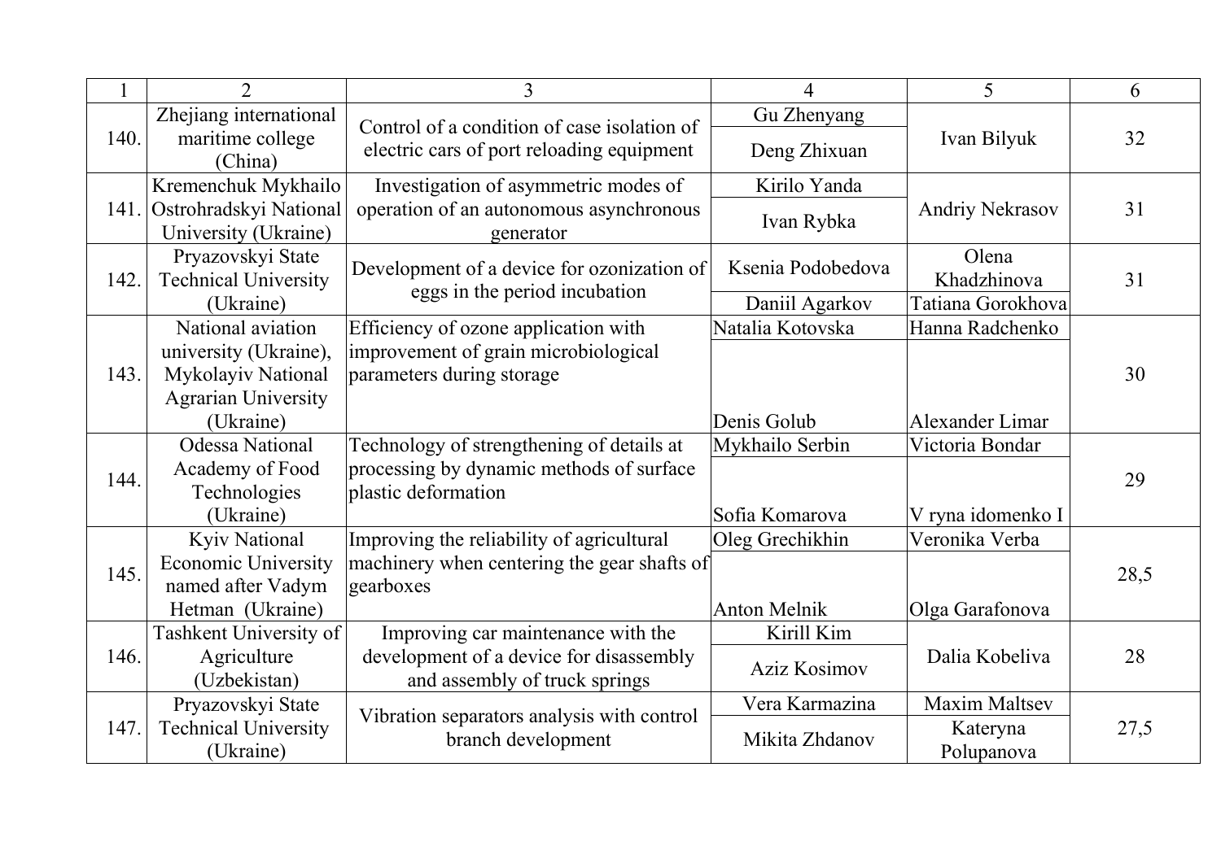| 1 | 2 | 3 | 4 | 5 | 6 |
|---|---|---|---|---|---|
| 140. | Zhejiang international maritime college (China) | Control of a condition of case isolation of electric cars of port reloading equipment | Gu Zhenyang | Ivan Bilyuk | 32 |
| | | | Deng Zhixuan | | |
| 141. | Kremenchuk Mykhailo Ostrohradskyi National University (Ukraine) | Investigation of asymmetric modes of operation of an autonomous asynchronous generator | Kirilo Yanda | Andriy Nekrasov | 31 |
| | | | Ivan Rybka | | |
| 142. | Pryazovskyi State Technical University (Ukraine) | Development of a device for ozonization of eggs in the period incubation | Ksenia Podobedova | Olena Khadzhinova | 31 |
| | | | Daniil Agarkov | Tatiana Gorokhova | |
| 143. | National aviation university (Ukraine), Mykolayiv National Agrarian University (Ukraine) | Efficiency of ozone application with improvement of grain microbiological parameters during storage | Natalia Kotovska | Hanna Radchenko | 30 |
| | | | Denis Golub | Alexander Limar | |
| 144. | Odessa National Academy of Food Technologies (Ukraine) | Technology of strengthening of details at processing by dynamic methods of surface plastic deformation | Mykhailo Serbin | Victoria Bondar | 29 |
| | | | Sofia Komarova | V ryna idomenko I | |
| 145. | Kyiv National Economic University named after Vadym Hetman (Ukraine) | Improving the reliability of agricultural machinery when centering the gear shafts of gearboxes | Oleg Grechikhin | Veronika Verba | 28,5 |
| | | | Anton Melnik | Olga Garafonova | |
| 146. | Tashkent University of Agriculture (Uzbekistan) | Improving car maintenance with the development of a device for disassembly and assembly of truck springs | Kirill Kim | Dalia Kobeliva | 28 |
| | | | Aziz Kosimov | | |
| 147. | Pryazovskyi State Technical University (Ukraine) | Vibration separators analysis with control branch development | Vera Karmazina | Maxim Maltsev | 27,5 |
| | | | Mikita Zhdanov | Kateryna Polupanova | |